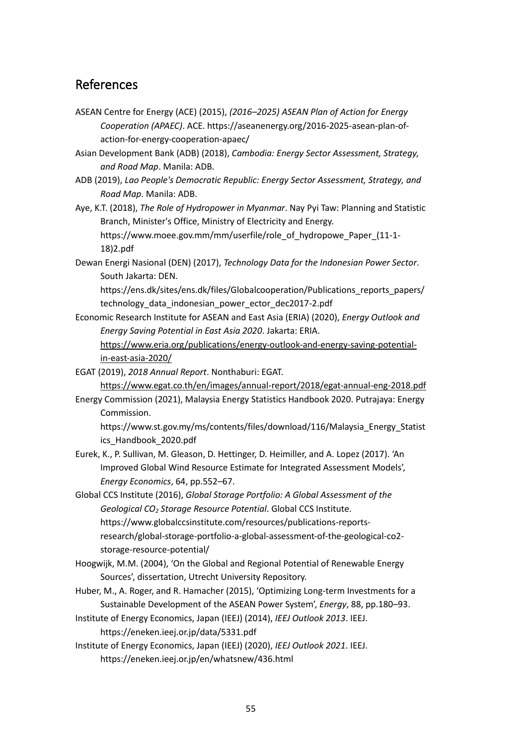## References

ASEAN Centre for Energy (ACE) (2015), *(2016–2025) ASEAN Plan of Action for Energy Cooperation (APAEC)*. ACE. https://aseanenergy.org/2016-2025-asean-plan-of-action-for-energy-cooperation-apaec/

Asian Development Bank (ADB) (2018), *Cambodia: Energy Sector Assessment, Strategy, and Road Map*. Manila: ADB.

ADB (2019), *Lao People's Democratic Republic: Energy Sector Assessment, Strategy, and Road Map*. Manila: ADB.

Aye, K.T. (2018), *The Role of Hydropower in Myanmar*. Nay Pyi Taw: Planning and Statistic Branch, Minister's Office, Ministry of Electricity and Energy. https://www.moee.gov.mm/mm/userfile/role_of_hydropowe_Paper_(11-1-18)2.pdf

Dewan Energi Nasional (DEN) (2017), *Technology Data for the Indonesian Power Sector*. South Jakarta: DEN. https://ens.dk/sites/ens.dk/files/Globalcooperation/Publications_reports_papers/technology_data_indonesian_power_ector_dec2017-2.pdf

Economic Research Institute for ASEAN and East Asia (ERIA) (2020), *Energy Outlook and Energy Saving Potential in East Asia 2020*. Jakarta: ERIA. https://www.eria.org/publications/energy-outlook-and-energy-saving-potential-in-east-asia-2020/

EGAT (2019), *2018 Annual Report*. Nonthaburi: EGAT. https://www.egat.co.th/en/images/annual-report/2018/egat-annual-eng-2018.pdf

Energy Commission (2021), Malaysia Energy Statistics Handbook 2020. Putrajaya: Energy Commission. https://www.st.gov.my/ms/contents/files/download/116/Malaysia_Energy_Statistics_Handbook_2020.pdf

Eurek, K., P. Sullivan, M. Gleason, D. Hettinger, D. Heimiller, and A. Lopez (2017). 'An Improved Global Wind Resource Estimate for Integrated Assessment Models', *Energy Economics*, 64, pp.552–67.

Global CCS Institute (2016), *Global Storage Portfolio: A Global Assessment of the Geological $CO_2$ Storage Resource Potential*. Global CCS Institute. https://www.globalccsinstitute.com/resources/publications-reports-research/global-storage-portfolio-a-global-assessment-of-the-geological-co2-storage-resource-potential/

Hoogwijk, M.M. (2004), 'On the Global and Regional Potential of Renewable Energy Sources', dissertation, Utrecht University Repository.

Huber, M., A. Roger, and R. Hamacher (2015), 'Optimizing Long-term Investments for a Sustainable Development of the ASEAN Power System', *Energy*, 88, pp.180–93.

Institute of Energy Economics, Japan (IEEJ) (2014), *IEEJ Outlook 2013*. IEEJ. https://eneken.ieej.or.jp/data/5331.pdf

Institute of Energy Economics, Japan (IEEJ) (2020), *IEEJ Outlook 2021*. IEEJ. https://eneken.ieej.or.jp/en/whatsnew/436.html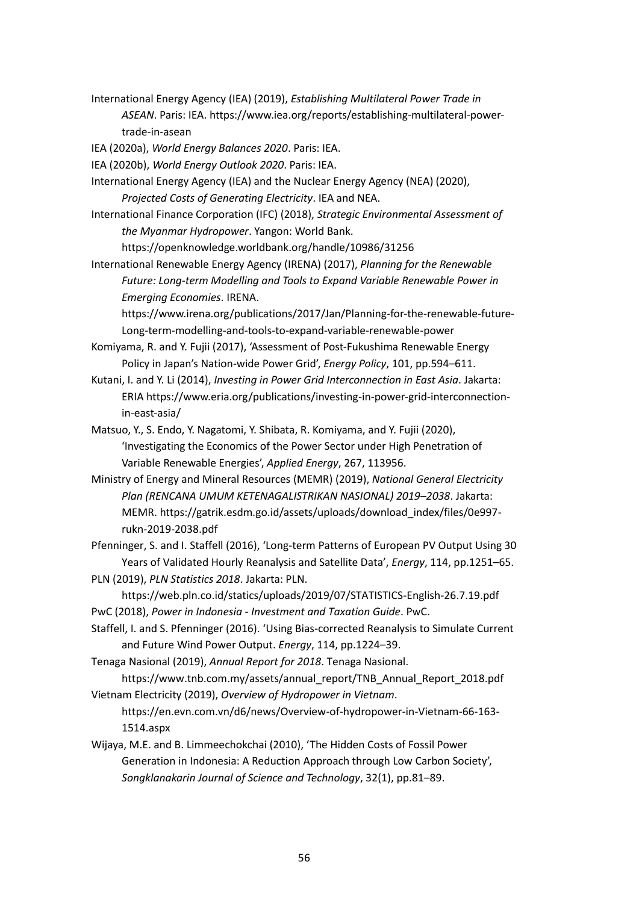International Energy Agency (IEA) (2019), *Establishing Multilateral Power Trade in ASEAN*. Paris: IEA. https://www.iea.org/reports/establishing-multilateral-power-trade-in-asean

IEA (2020a), *World Energy Balances 2020*. Paris: IEA.

IEA (2020b), *World Energy Outlook 2020*. Paris: IEA.

International Energy Agency (IEA) and the Nuclear Energy Agency (NEA) (2020), *Projected Costs of Generating Electricity*. IEA and NEA.

International Finance Corporation (IFC) (2018), *Strategic Environmental Assessment of the Myanmar Hydropower*. Yangon: World Bank. https://openknowledge.worldbank.org/handle/10986/31256

International Renewable Energy Agency (IRENA) (2017), *Planning for the Renewable Future: Long-term Modelling and Tools to Expand Variable Renewable Power in Emerging Economies*. IRENA. https://www.irena.org/publications/2017/Jan/Planning-for-the-renewable-future-Long-term-modelling-and-tools-to-expand-variable-renewable-power

Komiyama, R. and Y. Fujii (2017), 'Assessment of Post-Fukushima Renewable Energy Policy in Japan's Nation-wide Power Grid', *Energy Policy*, 101, pp.594–611.

Kutani, I. and Y. Li (2014), *Investing in Power Grid Interconnection in East Asia*. Jakarta: ERIA https://www.eria.org/publications/investing-in-power-grid-interconnection-in-east-asia/

Matsuo, Y., S. Endo, Y. Nagatomi, Y. Shibata, R. Komiyama, and Y. Fujii (2020), 'Investigating the Economics of the Power Sector under High Penetration of Variable Renewable Energies', *Applied Energy*, 267, 113956.

Ministry of Energy and Mineral Resources (MEMR) (2019), *National General Electricity Plan (RENCANA UMUM KETENAGALISTRIKAN NASIONAL) 2019–2038*. Jakarta: MEMR. https://gatrik.esdm.go.id/assets/uploads/download_index/files/0e997-rukn-2019-2038.pdf

Pfenninger, S. and I. Staffell (2016), 'Long-term Patterns of European PV Output Using 30 Years of Validated Hourly Reanalysis and Satellite Data', *Energy*, 114, pp.1251–65.

PLN (2019), *PLN Statistics 2018*. Jakarta: PLN. https://web.pln.co.id/statics/uploads/2019/07/STATISTICS-English-26.7.19.pdf

PwC (2018), *Power in Indonesia - Investment and Taxation Guide*. PwC.

Staffell, I. and S. Pfenninger (2016). 'Using Bias-corrected Reanalysis to Simulate Current and Future Wind Power Output. *Energy*, 114, pp.1224–39.

Tenaga Nasional (2019), *Annual Report for 2018*. Tenaga Nasional. https://www.tnb.com.my/assets/annual_report/TNB_Annual_Report_2018.pdf

Vietnam Electricity (2019), *Overview of Hydropower in Vietnam*. https://en.evn.com.vn/d6/news/Overview-of-hydropower-in-Vietnam-66-163-1514.aspx

Wijaya, M.E. and B. Limmeechokchai (2010), 'The Hidden Costs of Fossil Power Generation in Indonesia: A Reduction Approach through Low Carbon Society', *Songklanakarin Journal of Science and Technology*, 32(1), pp.81–89.